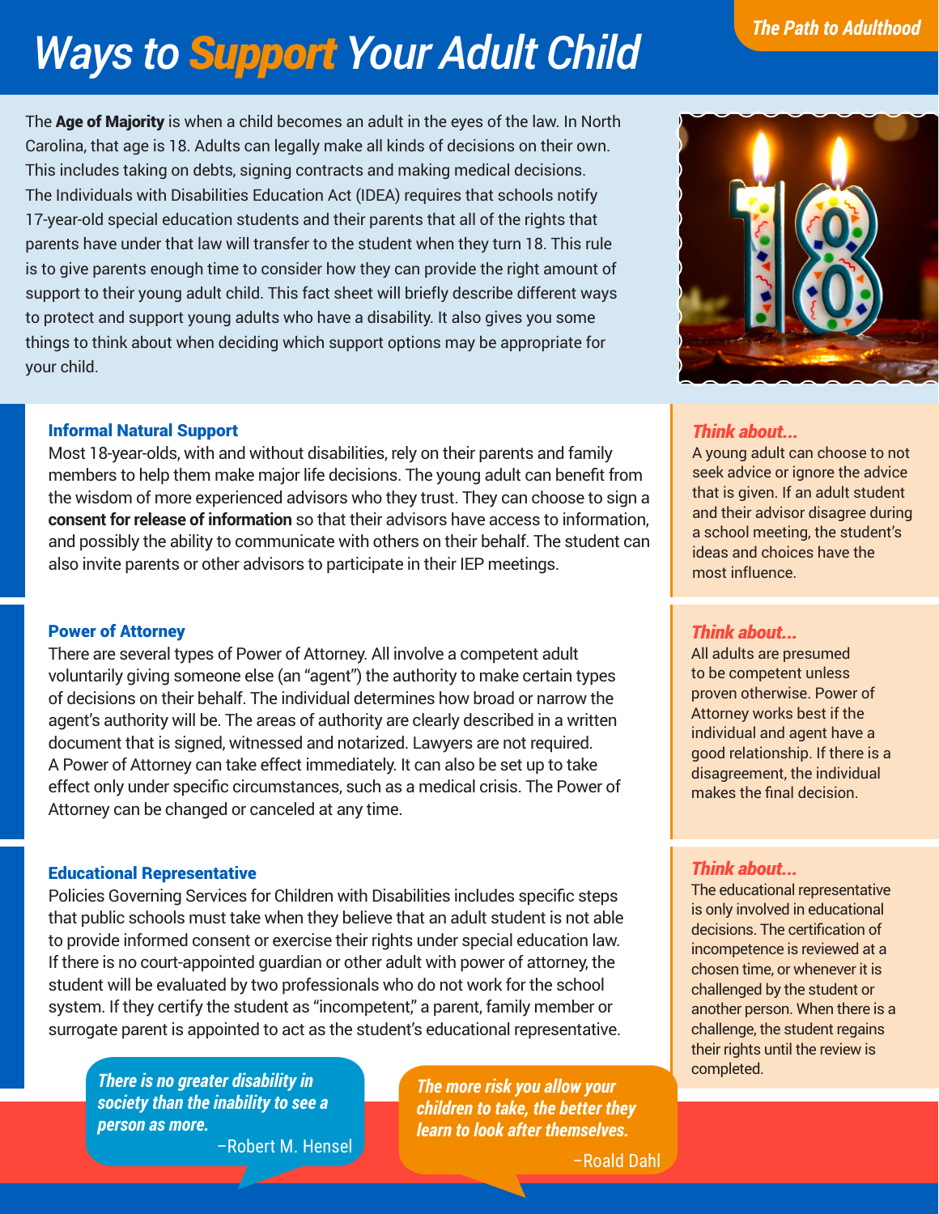# Ways to Support Your Adult Child

*The Path to Adulthood*

The **Age of Majority** is when a child becomes an adult in the eyes of the law. In North Carolina, that age is 18. Adults can legally make all kinds of decisions on their own. This includes taking on debts, signing contracts and making medical decisions. The Individuals with Disabilities Education Act (IDEA) requires that schools notify 17-year-old special education students and their parents that all of the rights that parents have under that law will transfer to the student when they turn 18. This rule is to give parents enough time to consider how they can provide the right amount of support to their young adult child. This fact sheet will briefly describe different ways to protect and support young adults who have a disability. It also gives you some things to think about when deciding which support options may be appropriate for your child.

### Informal Natural Support

Most 18-year-olds, with and without disabilities, rely on their parents and family members to help them make major life decisions. The young adult can benefit from the wisdom of more experienced advisors who they trust. They can choose to sign a **consent for release of information** so that their advisors have access to information, and possibly the ability to communicate with others on their behalf. The student can also invite parents or other advisors to participate in their IEP meetings.

***Think about...***

A young adult can choose to not seek advice or ignore the advice that is given. If an adult student and their advisor disagree during a school meeting, the student's ideas and choices have the most influence.

### Power of Attorney

There are several types of Power of Attorney. All involve a competent adult voluntarily giving someone else (an "agent") the authority to make certain types of decisions on their behalf. The individual determines how broad or narrow the agent's authority will be. The areas of authority are clearly described in a written document that is signed, witnessed and notarized. Lawyers are not required. A Power of Attorney can take effect immediately. It can also be set up to take effect only under specific circumstances, such as a medical crisis. The Power of Attorney can be changed or canceled at any time.

***Think about...***

All adults are presumed to be competent unless proven otherwise. Power of Attorney works best if the individual and agent have a good relationship. If there is a disagreement, the individual makes the final decision.

### Educational Representative

Policies Governing Services for Children with Disabilities includes specific steps that public schools must take when they believe that an adult student is not able to provide informed consent or exercise their rights under special education law. If there is no court-appointed guardian or other adult with power of attorney, the student will be evaluated by two professionals who do not work for the school system. If they certify the student as "incompetent," a parent, family member or surrogate parent is appointed to act as the student's educational representative.

***Think about...***

The educational representative is only involved in educational decisions. The certification of incompetence is reviewed at a chosen time, or whenever it is challenged by the student or another person. When there is a challenge, the student regains their rights until the review is completed.

> ***There is no greater disability in society than the inability to see a person as more.***
> –Robert M. Hensel

> ***The more risk you allow your children to take, the better they learn to look after themselves.***
> –Roald Dahl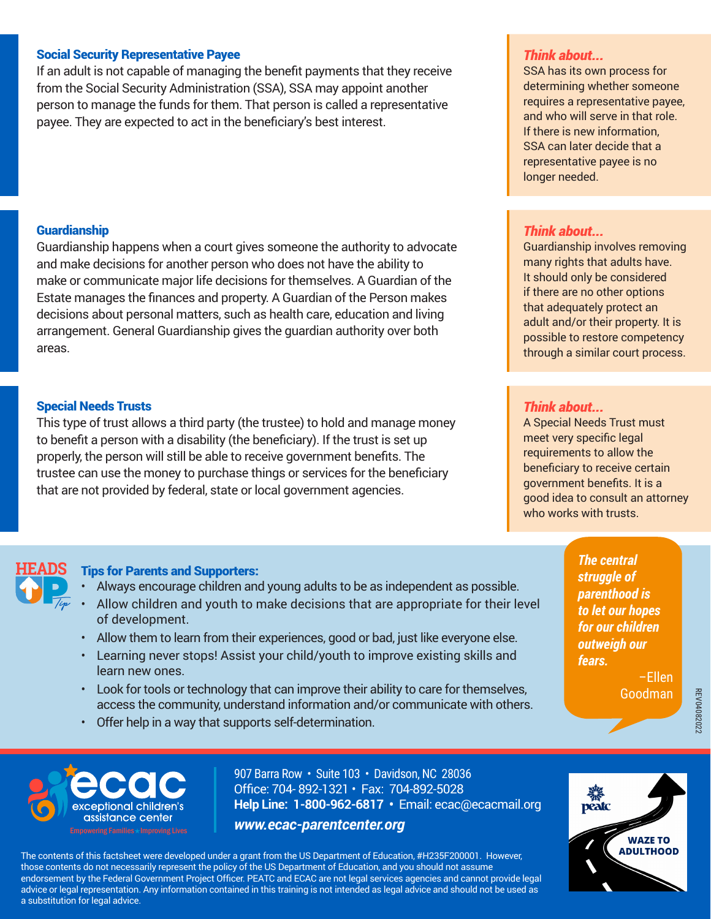### Social Security Representative Payee

If an adult is not capable of managing the benefit payments that they receive from the Social Security Administration (SSA), SSA may appoint another person to manage the funds for them. That person is called a representative payee. They are expected to act in the beneficiary's best interest.

*Think about...*

SSA has its own process for determining whether someone requires a representative payee, and who will serve in that role. If there is new information, SSA can later decide that a representative payee is no longer needed.

### Guardianship

Guardianship happens when a court gives someone the authority to advocate and make decisions for another person who does not have the ability to make or communicate major life decisions for themselves. A Guardian of the Estate manages the finances and property. A Guardian of the Person makes decisions about personal matters, such as health care, education and living arrangement. General Guardianship gives the guardian authority over both areas.

*Think about...*

Guardianship involves removing many rights that adults have. It should only be considered if there are no other options that adequately protect an adult and/or their property. It is possible to restore competency through a similar court process.

### Special Needs Trusts

This type of trust allows a third party (the trustee) to hold and manage money to benefit a person with a disability (the beneficiary). If the trust is set up properly, the person will still be able to receive government benefits. The trustee can use the money to purchase things or services for the beneficiary that are not provided by federal, state or local government agencies.

*Think about...*

A Special Needs Trust must meet very specific legal requirements to allow the beneficiary to receive certain government benefits. It is a good idea to consult an attorney who works with trusts.

### HEADS UP Tip — Tips for Parents and Supporters:

- Always encourage children and young adults to be as independent as possible.
- Allow children and youth to make decisions that are appropriate for their level of development.
- Allow them to learn from their experiences, good or bad, just like everyone else.
- Learning never stops! Assist your child/youth to improve existing skills and learn new ones.
- Look for tools or technology that can improve their ability to care for themselves, access the community, understand information and/or communicate with others.
- Offer help in a way that supports self-determination.

*The central struggle of parenthood is to let our hopes for our children outweigh our fears.*
–Ellen Goodman

REV04082022

**ecac** exceptional children's assistance center
Empowering Families • Improving Lives

907 Barra Row • Suite 103 • Davidson, NC 28036
Office: 704- 892-1321 • Fax: 704-892-5028
**Help Line: 1-800-962-6817** • Email: ecac@ecacmail.org
***www.ecac-parentcenter.org***

peatc — WAZE TO ADULTHOOD

The contents of this factsheet were developed under a grant from the US Department of Education, #H235F200001. However, those contents do not necessarily represent the policy of the US Department of Education, and you should not assume endorsement by the Federal Government Project Officer. PEATC and ECAC are not legal services agencies and cannot provide legal advice or legal representation. Any information contained in this training is not intended as legal advice and should not be used as a substitution for legal advice.